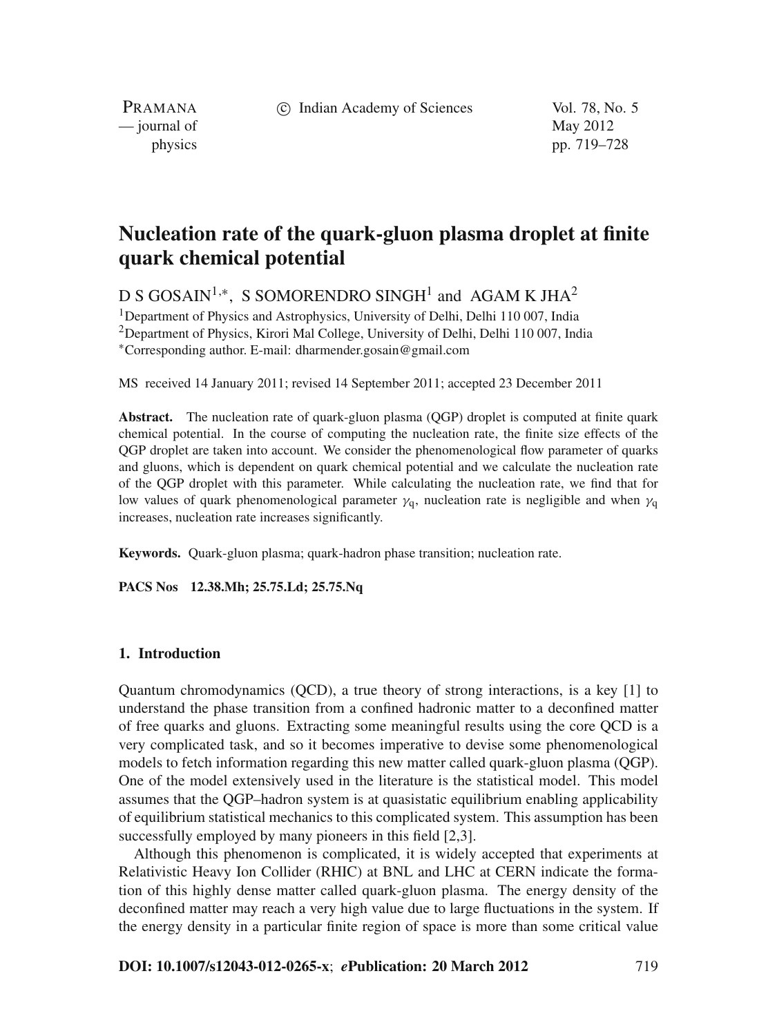# Nucleation rate of the quark-gluon plasma droplet at finite quark chemical potential

D S GOSAIN[1,*], S SOMORENDRO SINGH[1] and AGAM K JHA[2]

[1]Department of Physics and Astrophysics, University of Delhi, Delhi 110 007, India
[2]Department of Physics, Kirori Mal College, University of Delhi, Delhi 110 007, India
[*]Corresponding author. E-mail: dharmender.gosain@gmail.com

MS received 14 January 2011; revised 14 September 2011; accepted 23 December 2011

**Abstract.** The nucleation rate of quark-gluon plasma (QGP) droplet is computed at finite quark chemical potential. In the course of computing the nucleation rate, the finite size effects of the QGP droplet are taken into account. We consider the phenomenological flow parameter of quarks and gluons, which is dependent on quark chemical potential and we calculate the nucleation rate of the QGP droplet with this parameter. While calculating the nucleation rate, we find that for low values of quark phenomenological parameter $\gamma_q$, nucleation rate is negligible and when $\gamma_q$ increases, nucleation rate increases significantly.

**Keywords.** Quark-gluon plasma; quark-hadron phase transition; nucleation rate.

**PACS Nos** 12.38.Mh; 25.75.Ld; 25.75.Nq

## 1. Introduction

Quantum chromodynamics (QCD), a true theory of strong interactions, is a key [1] to understand the phase transition from a confined hadronic matter to a deconfined matter of free quarks and gluons. Extracting some meaningful results using the core QCD is a very complicated task, and so it becomes imperative to devise some phenomenological models to fetch information regarding this new matter called quark-gluon plasma (QGP). One of the model extensively used in the literature is the statistical model. This model assumes that the QGP–hadron system is at quasistatic equilibrium enabling applicability of equilibrium statistical mechanics to this complicated system. This assumption has been successfully employed by many pioneers in this field [2,3].

Although this phenomenon is complicated, it is widely accepted that experiments at Relativistic Heavy Ion Collider (RHIC) at BNL and LHC at CERN indicate the formation of this highly dense matter called quark-gluon plasma. The energy density of the deconfined matter may reach a very high value due to large fluctuations in the system. If the energy density in a particular finite region of space is more than some critical value

DOI: 10.1007/s12043-012-0265-x; *e*Publication: 20 March 2012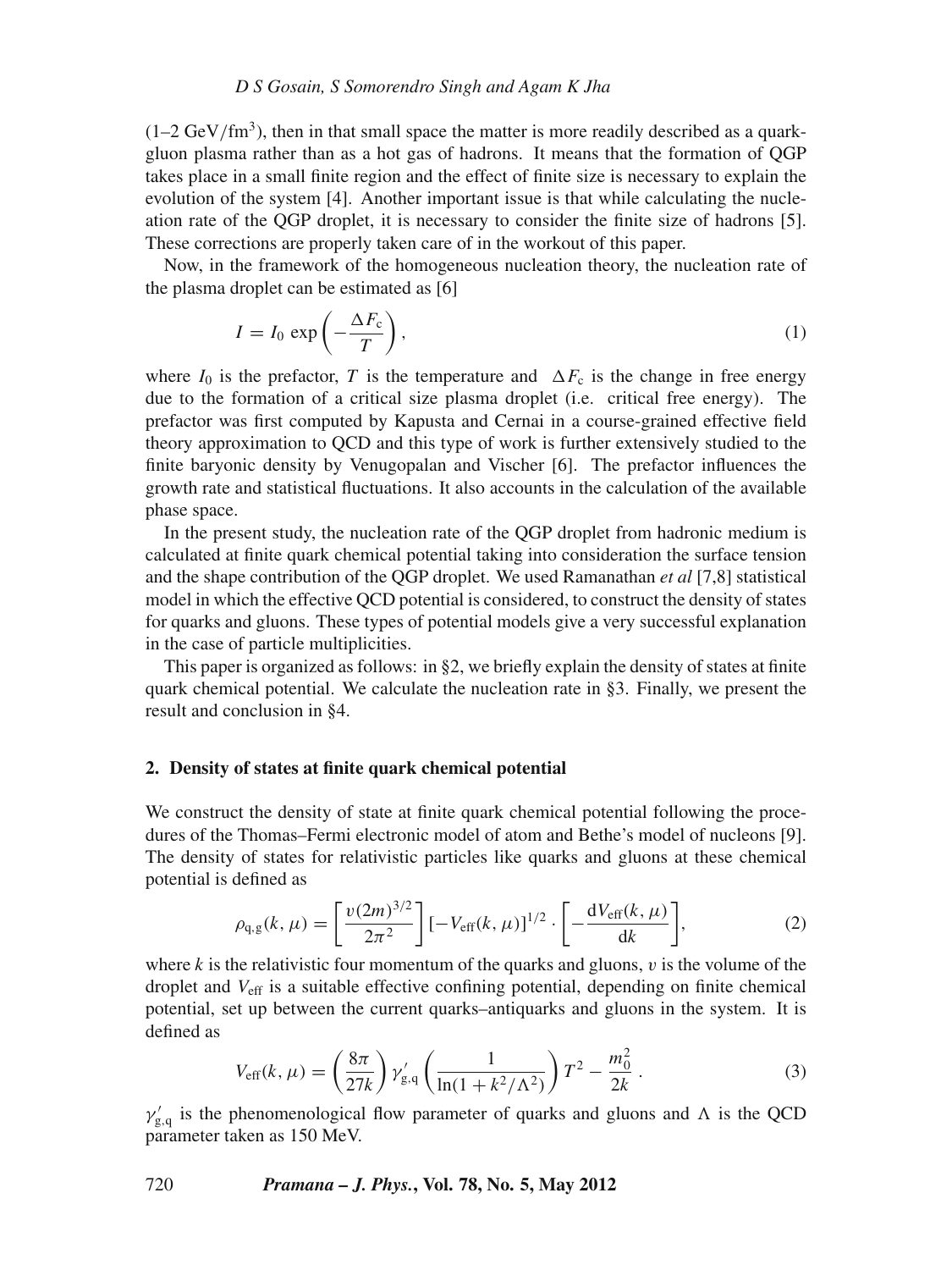(1–2 GeV/fm$^3$), then in that small space the matter is more readily described as a quark-gluon plasma rather than as a hot gas of hadrons. It means that the formation of QGP takes place in a small finite region and the effect of finite size is necessary to explain the evolution of the system [4]. Another important issue is that while calculating the nucleation rate of the QGP droplet, it is necessary to consider the finite size of hadrons [5]. These corrections are properly taken care of in the workout of this paper.

Now, in the framework of the homogeneous nucleation theory, the nucleation rate of the plasma droplet can be estimated as [6]

$$I = I_0 \exp\left(-\frac{\Delta F_{\mathrm{c}}}{T}\right), \tag{1}$$

where $I_0$ is the prefactor, $T$ is the temperature and $\Delta F_{\mathrm{c}}$ is the change in free energy due to the formation of a critical size plasma droplet (i.e. critical free energy). The prefactor was first computed by Kapusta and Cernai in a course-grained effective field theory approximation to QCD and this type of work is further extensively studied to the finite baryonic density by Venugopalan and Vischer [6]. The prefactor influences the growth rate and statistical fluctuations. It also accounts in the calculation of the available phase space.

In the present study, the nucleation rate of the QGP droplet from hadronic medium is calculated at finite quark chemical potential taking into consideration the surface tension and the shape contribution of the QGP droplet. We used Ramanathan *et al* [7,8] statistical model in which the effective QCD potential is considered, to construct the density of states for quarks and gluons. These types of potential models give a very successful explanation in the case of particle multiplicities.

This paper is organized as follows: in §2, we briefly explain the density of states at finite quark chemical potential. We calculate the nucleation rate in §3. Finally, we present the result and conclusion in §4.

## 2. Density of states at finite quark chemical potential

We construct the density of state at finite quark chemical potential following the procedures of the Thomas–Fermi electronic model of atom and Bethe's model of nucleons [9]. The density of states for relativistic particles like quarks and gluons at these chemical potential is defined as

$$\rho_{\mathrm{q,g}}(k, \mu) = \left[\frac{v(2m)^{3/2}}{2\pi^2}\right][-V_{\mathrm{eff}}(k, \mu)]^{1/2} \cdot \left[-\frac{\mathrm{d}V_{\mathrm{eff}}(k, \mu)}{\mathrm{d}k}\right], \tag{2}$$

where $k$ is the relativistic four momentum of the quarks and gluons, $v$ is the volume of the droplet and $V_{\mathrm{eff}}$ is a suitable effective confining potential, depending on finite chemical potential, set up between the current quarks–antiquarks and gluons in the system. It is defined as

$$V_{\mathrm{eff}}(k, \mu) = \left(\frac{8\pi}{27k}\right)\gamma'_{\mathrm{g,q}}\left(\frac{1}{\ln(1 + k^2/\Lambda^2)}\right)T^2 - \frac{m_0^2}{2k}. \tag{3}$$

$\gamma'_{\mathrm{g,q}}$ is the phenomenological flow parameter of quarks and gluons and $\Lambda$ is the QCD parameter taken as 150 MeV.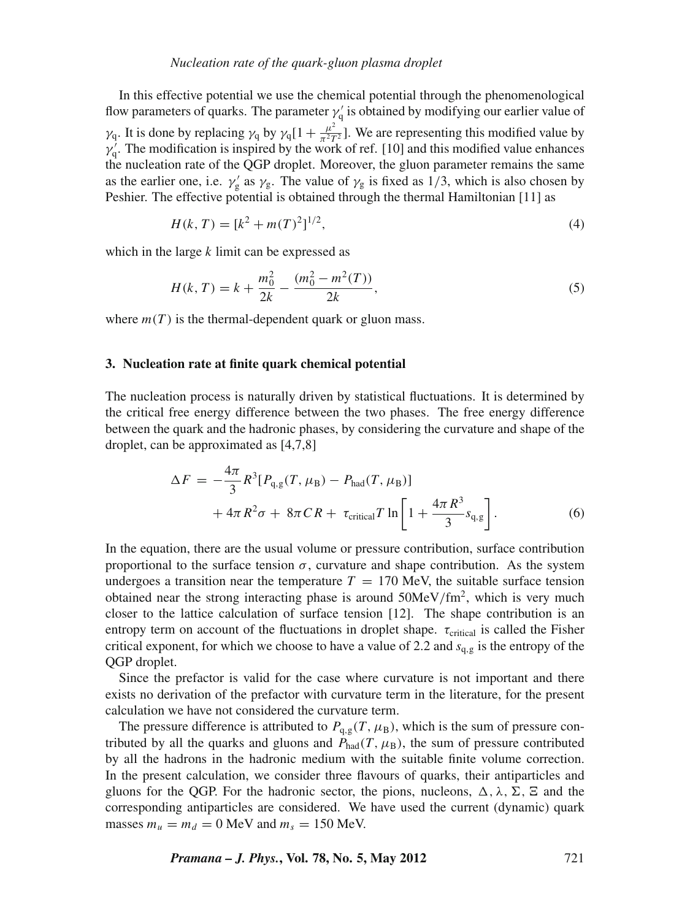In this effective potential we use the chemical potential through the phenomenological flow parameters of quarks. The parameter $\gamma_q'$ is obtained by modifying our earlier value of $\gamma_q$. It is done by replacing $\gamma_q$ by $\gamma_q[1 + \frac{\mu^2}{\pi^2 T^2}]$. We are representing this modified value by $\gamma_q'$. The modification is inspired by the work of ref. [10] and this modified value enhances the nucleation rate of the QGP droplet. Moreover, the gluon parameter remains the same as the earlier one, i.e. $\gamma_g'$ as $\gamma_g$. The value of $\gamma_g$ is fixed as $1/3$, which is also chosen by Peshier. The effective potential is obtained through the thermal Hamiltonian [11] as

$$H(k, T) = [k^2 + m(T)^2]^{1/2}, \tag{4}$$

which in the large $k$ limit can be expressed as

$$H(k, T) = k + \frac{m_0^2}{2k} - \frac{(m_0^2 - m^2(T))}{2k}, \tag{5}$$

where $m(T)$ is the thermal-dependent quark or gluon mass.

## 3. Nucleation rate at finite quark chemical potential

The nucleation process is naturally driven by statistical fluctuations. It is determined by the critical free energy difference between the two phases. The free energy difference between the quark and the hadronic phases, by considering the curvature and shape of the droplet, can be approximated as [4,7,8]

$$\begin{aligned}\Delta F = &-\frac{4\pi}{3} R^3 [P_{\mathrm{q,g}}(T, \mu_{\mathrm{B}}) - P_{\mathrm{had}}(T, \mu_{\mathrm{B}})] \\ &+ 4\pi R^2 \sigma + 8\pi C R + \tau_{\mathrm{critical}} T \ln\left[1 + \frac{4\pi R^3}{3} s_{\mathrm{q,g}}\right].\end{aligned} \tag{6}$$

In the equation, there are the usual volume or pressure contribution, surface contribution proportional to the surface tension $\sigma$, curvature and shape contribution. As the system undergoes a transition near the temperature $T = 170$ MeV, the suitable surface tension obtained near the strong interacting phase is around $50\mathrm{MeV/fm}^2$, which is very much closer to the lattice calculation of surface tension [12]. The shape contribution is an entropy term on account of the fluctuations in droplet shape. $\tau_{\mathrm{critical}}$ is called the Fisher critical exponent, for which we choose to have a value of 2.2 and $s_{\mathrm{q,g}}$ is the entropy of the QGP droplet.

Since the prefactor is valid for the case where curvature is not important and there exists no derivation of the prefactor with curvature term in the literature, for the present calculation we have not considered the curvature term.

The pressure difference is attributed to $P_{\mathrm{q,g}}(T, \mu_{\mathrm{B}})$, which is the sum of pressure contributed by all the quarks and gluons and $P_{\mathrm{had}}(T, \mu_{\mathrm{B}})$, the sum of pressure contributed by all the hadrons in the hadronic medium with the suitable finite volume correction. In the present calculation, we consider three flavours of quarks, their antiparticles and gluons for the QGP. For the hadronic sector, the pions, nucleons, $\Delta, \lambda, \Sigma, \Xi$ and the corresponding antiparticles are considered. We have used the current (dynamic) quark masses $m_u = m_d = 0$ MeV and $m_s = 150$ MeV.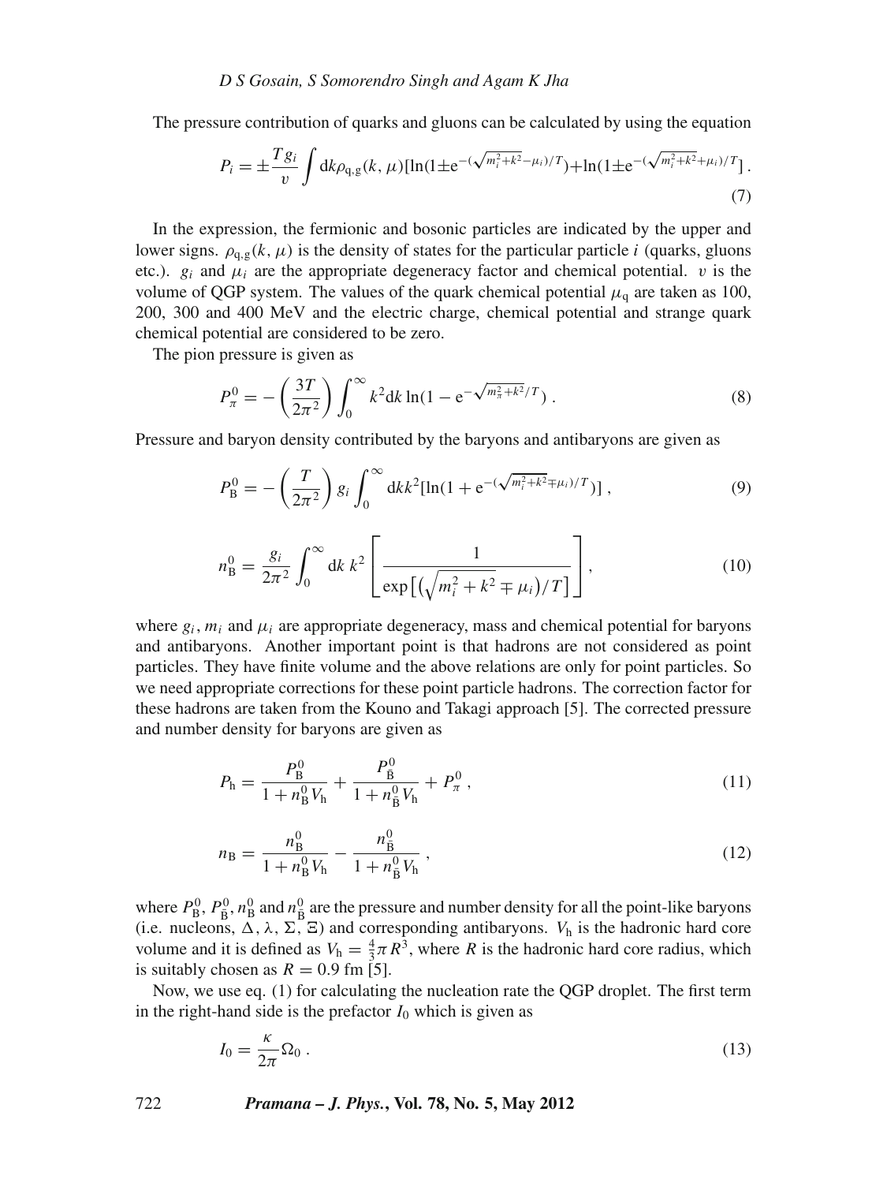The pressure contribution of quarks and gluons can be calculated by using the equation

$$P_i = \pm \frac{T g_i}{v} \int \mathrm{d}k \rho_{\mathrm{q,g}}(k, \mu)[\ln(1 \pm \mathrm{e}^{-(\sqrt{m_i^2+k^2}-\mu_i)/T}) + \ln(1 \pm \mathrm{e}^{-(\sqrt{m_i^2+k^2}+\mu_i)/T}] \,. \tag{7}$$

In the expression, the fermionic and bosonic particles are indicated by the upper and lower signs. $\rho_{\mathrm{q,g}}(k, \mu)$ is the density of states for the particular particle $i$ (quarks, gluons etc.). $g_i$ and $\mu_i$ are the appropriate degeneracy factor and chemical potential. $v$ is the volume of QGP system. The values of the quark chemical potential $\mu_{\mathrm{q}}$ are taken as 100, 200, 300 and 400 MeV and the electric charge, chemical potential and strange quark chemical potential are considered to be zero.

The pion pressure is given as

$$P_\pi^0 = -\left(\frac{3T}{2\pi^2}\right) \int_0^\infty k^2 \mathrm{d}k \ln(1 - \mathrm{e}^{-\sqrt{m_\pi^2+k^2}/T}) \,. \tag{8}$$

Pressure and baryon density contributed by the baryons and antibaryons are given as

$$P_{\mathrm{B}}^0 = -\left(\frac{T}{2\pi^2}\right) g_i \int_0^\infty \mathrm{d}k k^2 [\ln(1 + \mathrm{e}^{-(\sqrt{m_i^2+k^2} \mp \mu_i)/T})] \,, \tag{9}$$

$$n_{\mathrm{B}}^0 = \frac{g_i}{2\pi^2} \int_0^\infty \mathrm{d}k \, k^2 \left[\frac{1}{\exp\left[\left(\sqrt{m_i^2+k^2} \mp \mu_i\right)/T\right]}\right], \tag{10}$$

where $g_i$, $m_i$ and $\mu_i$ are appropriate degeneracy, mass and chemical potential for baryons and antibaryons. Another important point is that hadrons are not considered as point particles. They have finite volume and the above relations are only for point particles. So we need appropriate corrections for these point particle hadrons. The correction factor for these hadrons are taken from the Kouno and Takagi approach [5]. The corrected pressure and number density for baryons are given as

$$P_{\mathrm{h}} = \frac{P_{\mathrm{B}}^0}{1 + n_{\mathrm{B}}^0 V_{\mathrm{h}}} + \frac{P_{\bar{\mathrm{B}}}^0}{1 + n_{\bar{\mathrm{B}}}^0 V_{\mathrm{h}}} + P_\pi^0 \,, \tag{11}$$

$$n_{\mathrm{B}} = \frac{n_{\mathrm{B}}^0}{1 + n_{\mathrm{B}}^0 V_{\mathrm{h}}} - \frac{n_{\bar{\mathrm{B}}}^0}{1 + n_{\bar{\mathrm{B}}}^0 V_{\mathrm{h}}} \,, \tag{12}$$

where $P_{\mathrm{B}}^0$, $P_{\bar{\mathrm{B}}}^0$, $n_{\mathrm{B}}^0$ and $n_{\bar{\mathrm{B}}}^0$ are the pressure and number density for all the point-like baryons (i.e. nucleons, $\Delta$, $\lambda$, $\Sigma$, $\Xi$) and corresponding antibaryons. $V_{\mathrm{h}}$ is the hadronic hard core volume and it is defined as $V_{\mathrm{h}} = \frac{4}{3}\pi R^3$, where $R$ is the hadronic hard core radius, which is suitably chosen as $R = 0.9$ fm [5].

Now, we use eq. (1) for calculating the nucleation rate the QGP droplet. The first term in the right-hand side is the prefactor $I_0$ which is given as

$$I_0 = \frac{\kappa}{2\pi} \Omega_0 \,. \tag{13}$$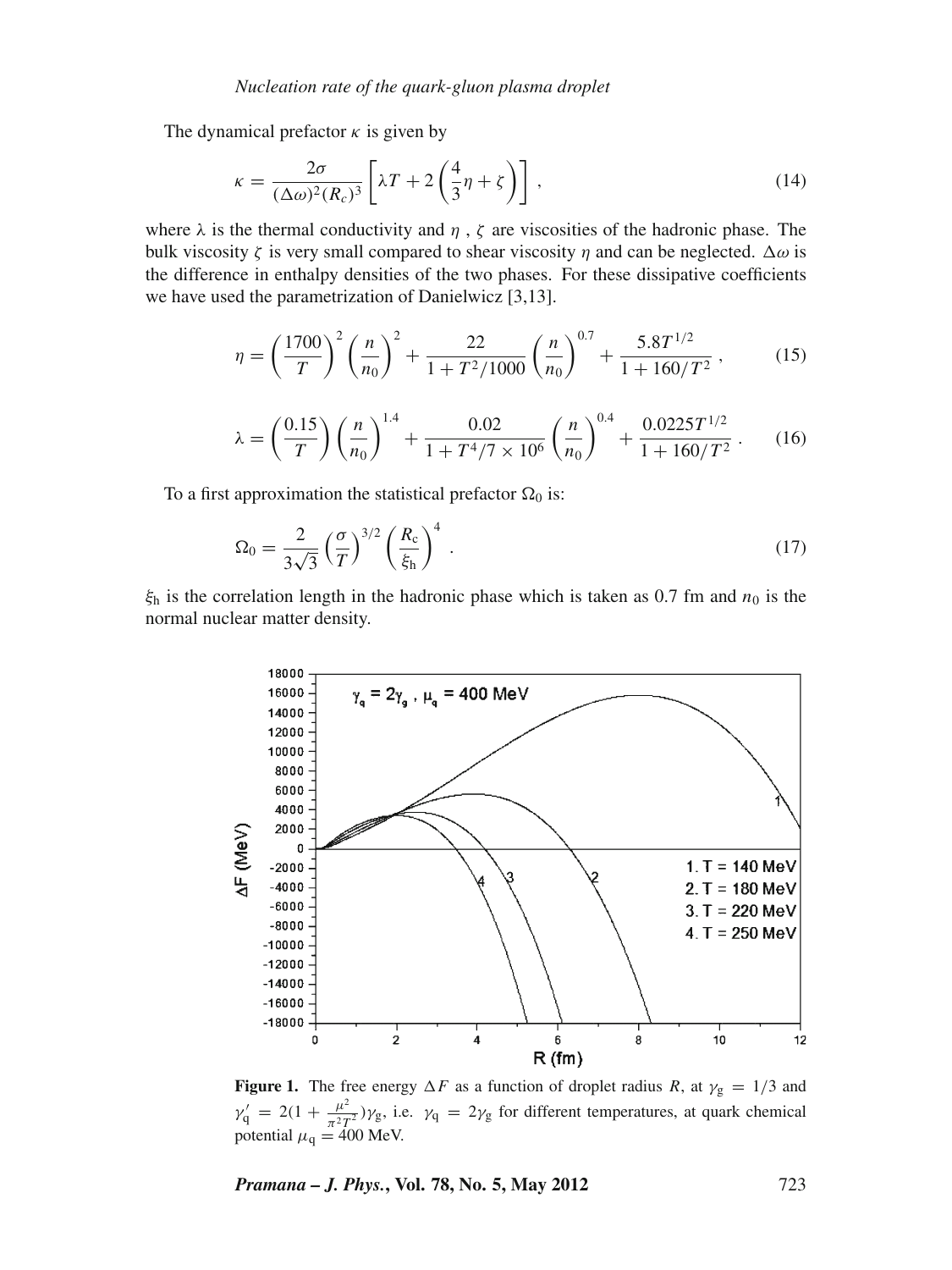The dynamical prefactor $\kappa$ is given by

$$\kappa = \frac{2\sigma}{(\Delta\omega)^2 (R_c)^3} \left[ \lambda T + 2\left(\frac{4}{3}\eta + \zeta\right) \right], \tag{14}$$

where $\lambda$ is the thermal conductivity and $\eta$ , $\zeta$ are viscosities of the hadronic phase. The bulk viscosity $\zeta$ is very small compared to shear viscosity $\eta$ and can be neglected. $\Delta\omega$ is the difference in enthalpy densities of the two phases. For these dissipative coefficients we have used the parametrization of Danielwicz [3,13].

$$\eta = \left(\frac{1700}{T}\right)^2 \left(\frac{n}{n_0}\right)^2 + \frac{22}{1 + T^2/1000} \left(\frac{n}{n_0}\right)^{0.7} + \frac{5.8 T^{1/2}}{1 + 160/T^2}, \tag{15}$$

$$\lambda = \left(\frac{0.15}{T}\right) \left(\frac{n}{n_0}\right)^{1.4} + \frac{0.02}{1 + T^4/7 \times 10^6} \left(\frac{n}{n_0}\right)^{0.4} + \frac{0.0225 T^{1/2}}{1 + 160/T^2}. \tag{16}$$

To a first approximation the statistical prefactor $\Omega_0$ is:

$$\Omega_0 = \frac{2}{3\sqrt{3}} \left(\frac{\sigma}{T}\right)^{3/2} \left(\frac{R_c}{\xi_h}\right)^4. \tag{17}$$

$\xi_h$ is the correlation length in the hadronic phase which is taken as 0.7 fm and $n_0$ is the normal nuclear matter density.

**Figure 1.** The free energy $\Delta F$ as a function of droplet radius $R$, at $\gamma_g = 1/3$ and $\gamma_q' = 2(1 + \frac{\mu^2}{\pi^2 T^2})\gamma_g$, i.e. $\gamma_q = 2\gamma_g$ for different temperatures, at quark chemical potential $\mu_q = 400$ MeV.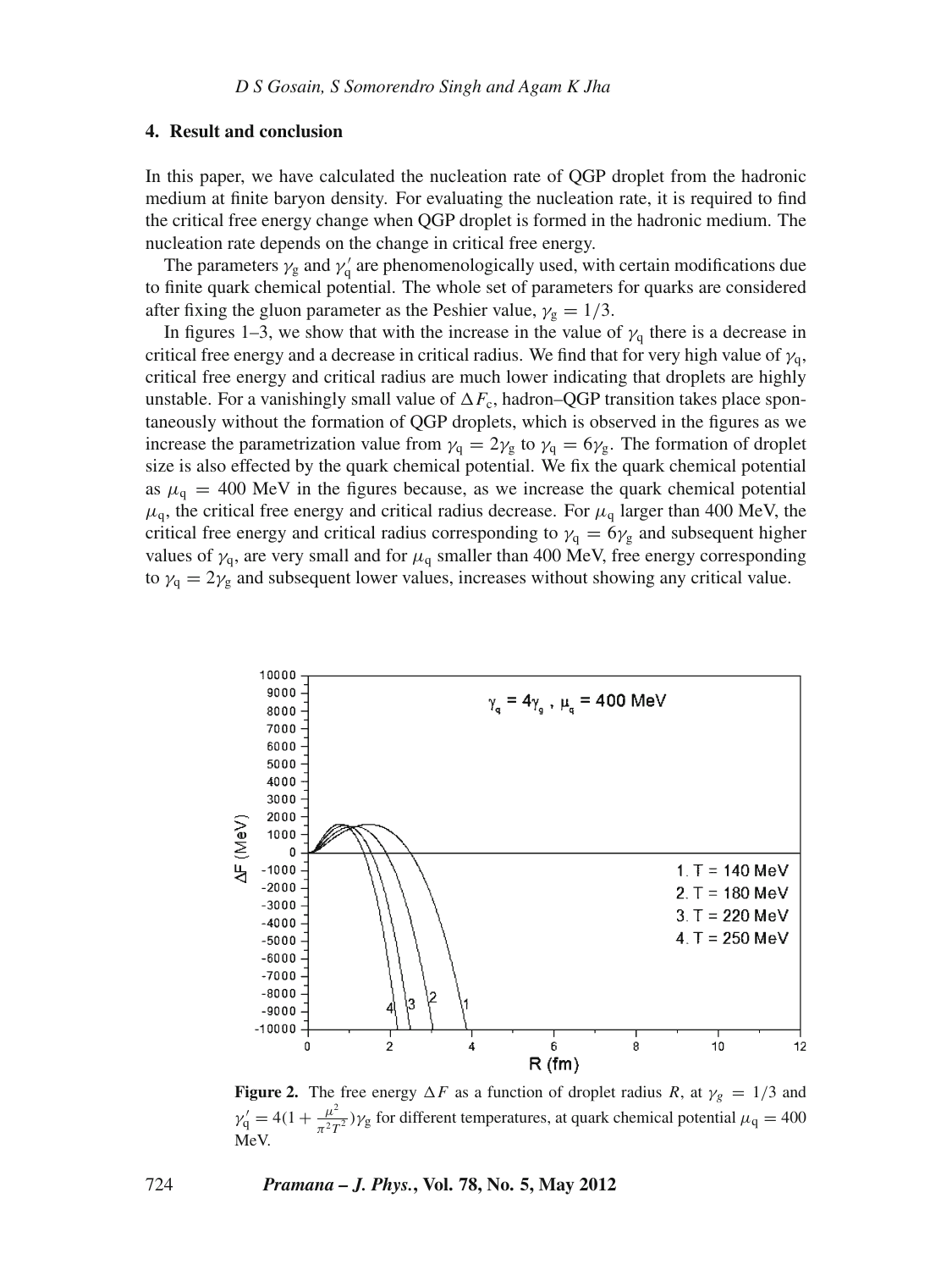## 4. Result and conclusion

In this paper, we have calculated the nucleation rate of QGP droplet from the hadronic medium at finite baryon density. For evaluating the nucleation rate, it is required to find the critical free energy change when QGP droplet is formed in the hadronic medium. The nucleation rate depends on the change in critical free energy.

The parameters $\gamma_g$ and $\gamma_q'$ are phenomenologically used, with certain modifications due to finite quark chemical potential. The whole set of parameters for quarks are considered after fixing the gluon parameter as the Peshier value, $\gamma_g = 1/3$.

In figures 1–3, we show that with the increase in the value of $\gamma_q$ there is a decrease in critical free energy and a decrease in critical radius. We find that for very high value of $\gamma_q$, critical free energy and critical radius are much lower indicating that droplets are highly unstable. For a vanishingly small value of $\Delta F_c$, hadron–QGP transition takes place spontaneously without the formation of QGP droplets, which is observed in the figures as we increase the parametrization value from $\gamma_q = 2\gamma_g$ to $\gamma_q = 6\gamma_g$. The formation of droplet size is also effected by the quark chemical potential. We fix the quark chemical potential as $\mu_q = 400$ MeV in the figures because, as we increase the quark chemical potential $\mu_q$, the critical free energy and critical radius decrease. For $\mu_q$ larger than 400 MeV, the critical free energy and critical radius corresponding to $\gamma_q = 6\gamma_g$ and subsequent higher values of $\gamma_q$, are very small and for $\mu_q$ smaller than 400 MeV, free energy corresponding to $\gamma_q = 2\gamma_g$ and subsequent lower values, increases without showing any critical value.

**Figure 2.** The free energy $\Delta F$ as a function of droplet radius $R$, at $\gamma_g = 1/3$ and $\gamma_q' = 4(1 + \frac{\mu^2}{\pi^2 T^2})\gamma_g$ for different temperatures, at quark chemical potential $\mu_q = 400$ MeV.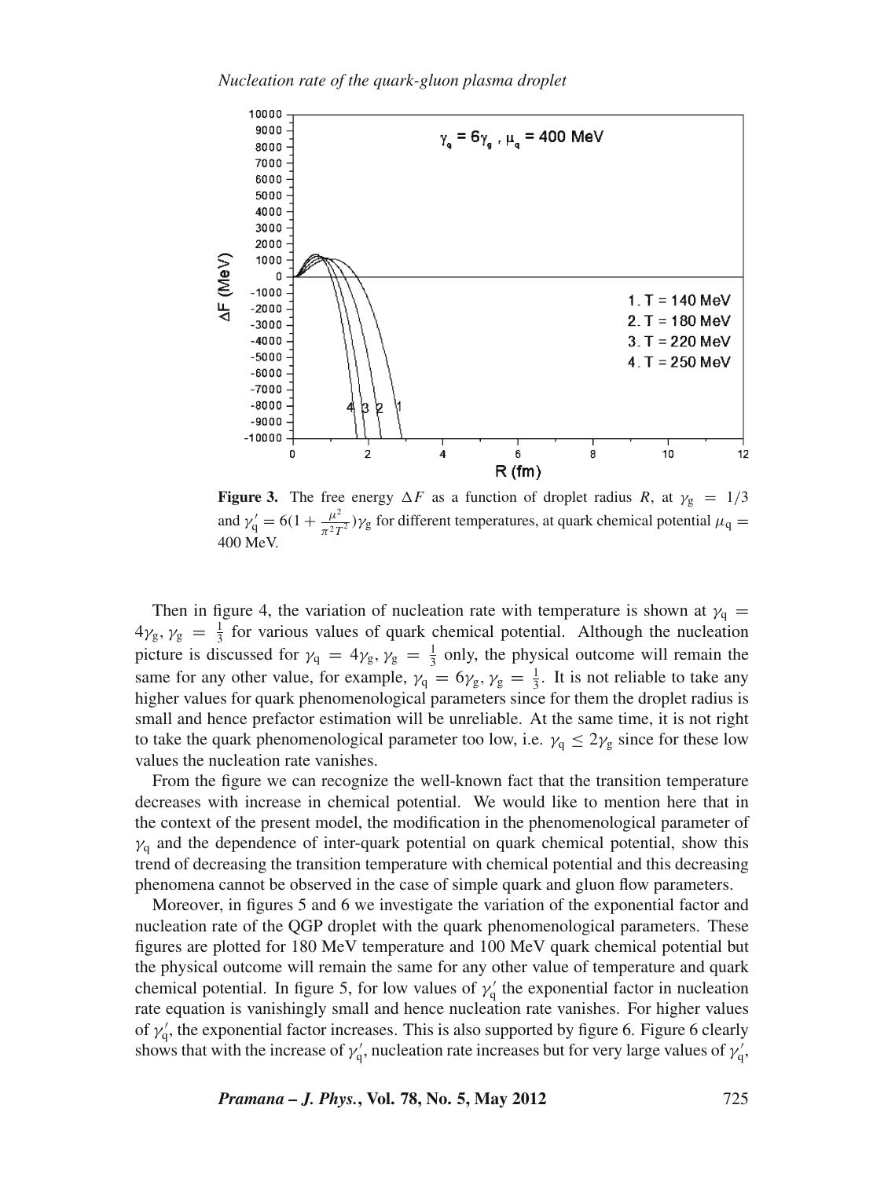**Figure 3.** The free energy $\Delta F$ as a function of droplet radius $R$, at $\gamma_g = 1/3$ and $\gamma_q' = 6(1 + \frac{\mu^2}{\pi^2 T^2})\gamma_g$ for different temperatures, at quark chemical potential $\mu_q = 400$ MeV.

Then in figure 4, the variation of nucleation rate with temperature is shown at $\gamma_q = 4\gamma_g, \gamma_g = \frac{1}{3}$ for various values of quark chemical potential. Although the nucleation picture is discussed for $\gamma_q = 4\gamma_g, \gamma_g = \frac{1}{3}$ only, the physical outcome will remain the same for any other value, for example, $\gamma_q = 6\gamma_g, \gamma_g = \frac{1}{3}$. It is not reliable to take any higher values for quark phenomenological parameters since for them the droplet radius is small and hence prefactor estimation will be unreliable. At the same time, it is not right to take the quark phenomenological parameter too low, i.e. $\gamma_q \leq 2\gamma_g$ since for these low values the nucleation rate vanishes.

From the figure we can recognize the well-known fact that the transition temperature decreases with increase in chemical potential. We would like to mention here that in the context of the present model, the modification in the phenomenological parameter of $\gamma_q$ and the dependence of inter-quark potential on quark chemical potential, show this trend of decreasing the transition temperature with chemical potential and this decreasing phenomena cannot be observed in the case of simple quark and gluon flow parameters.

Moreover, in figures 5 and 6 we investigate the variation of the exponential factor and nucleation rate of the QGP droplet with the quark phenomenological parameters. These figures are plotted for 180 MeV temperature and 100 MeV quark chemical potential but the physical outcome will remain the same for any other value of temperature and quark chemical potential. In figure 5, for low values of $\gamma_q'$ the exponential factor in nucleation rate equation is vanishingly small and hence nucleation rate vanishes. For higher values of $\gamma_q'$, the exponential factor increases. This is also supported by figure 6. Figure 6 clearly shows that with the increase of $\gamma_q'$, nucleation rate increases but for very large values of $\gamma_q'$,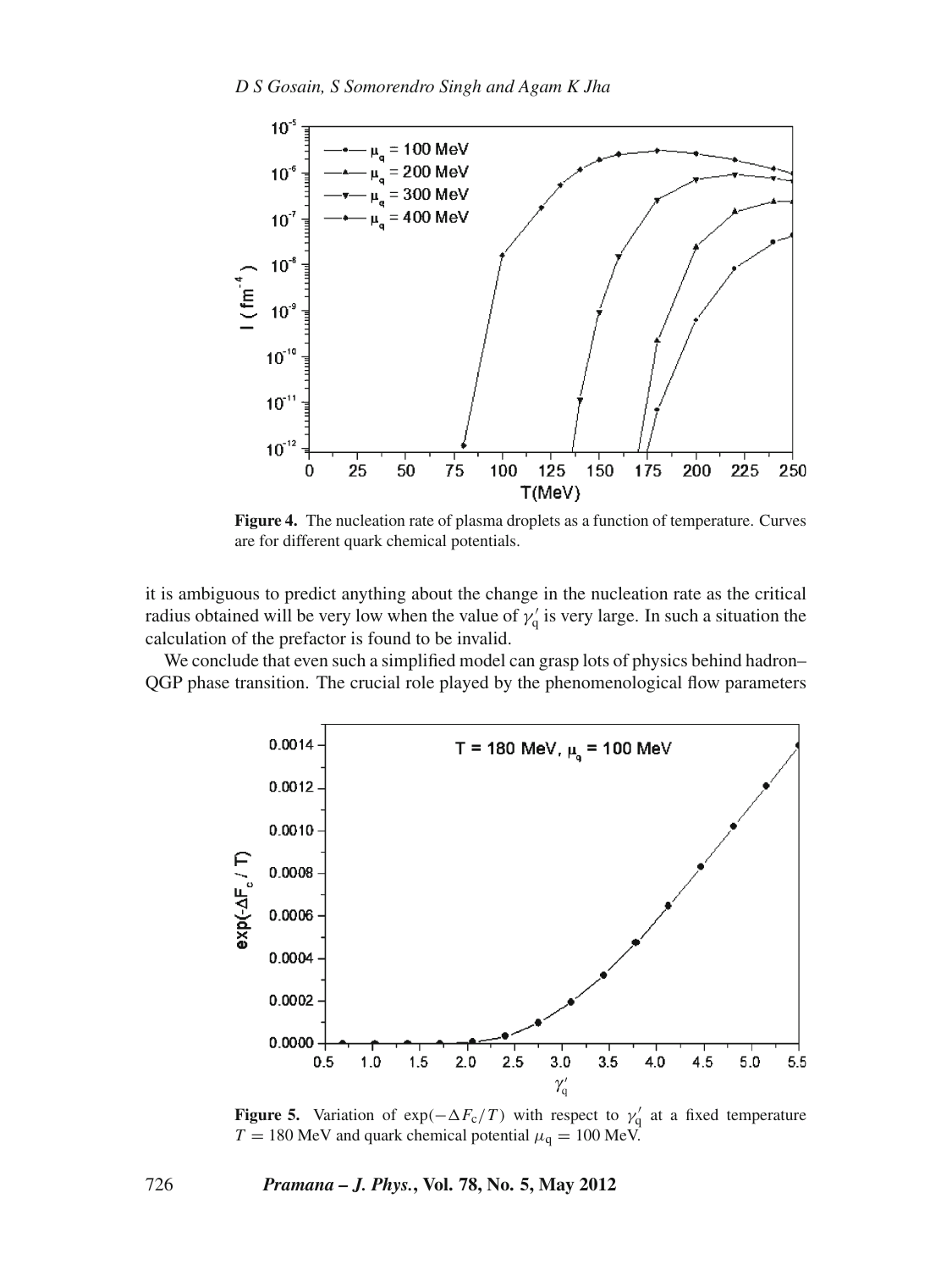**Figure 4.** The nucleation rate of plasma droplets as a function of temperature. Curves are for different quark chemical potentials.

it is ambiguous to predict anything about the change in the nucleation rate as the critical radius obtained will be very low when the value of $\gamma_q'$ is very large. In such a situation the calculation of the prefactor is found to be invalid.

We conclude that even such a simplified model can grasp lots of physics behind hadron–QGP phase transition. The crucial role played by the phenomenological flow parameters

**Figure 5.** Variation of $\exp(-\Delta F_c/T)$ with respect to $\gamma_q'$ at a fixed temperature $T = 180$ MeV and quark chemical potential $\mu_q = 100$ MeV.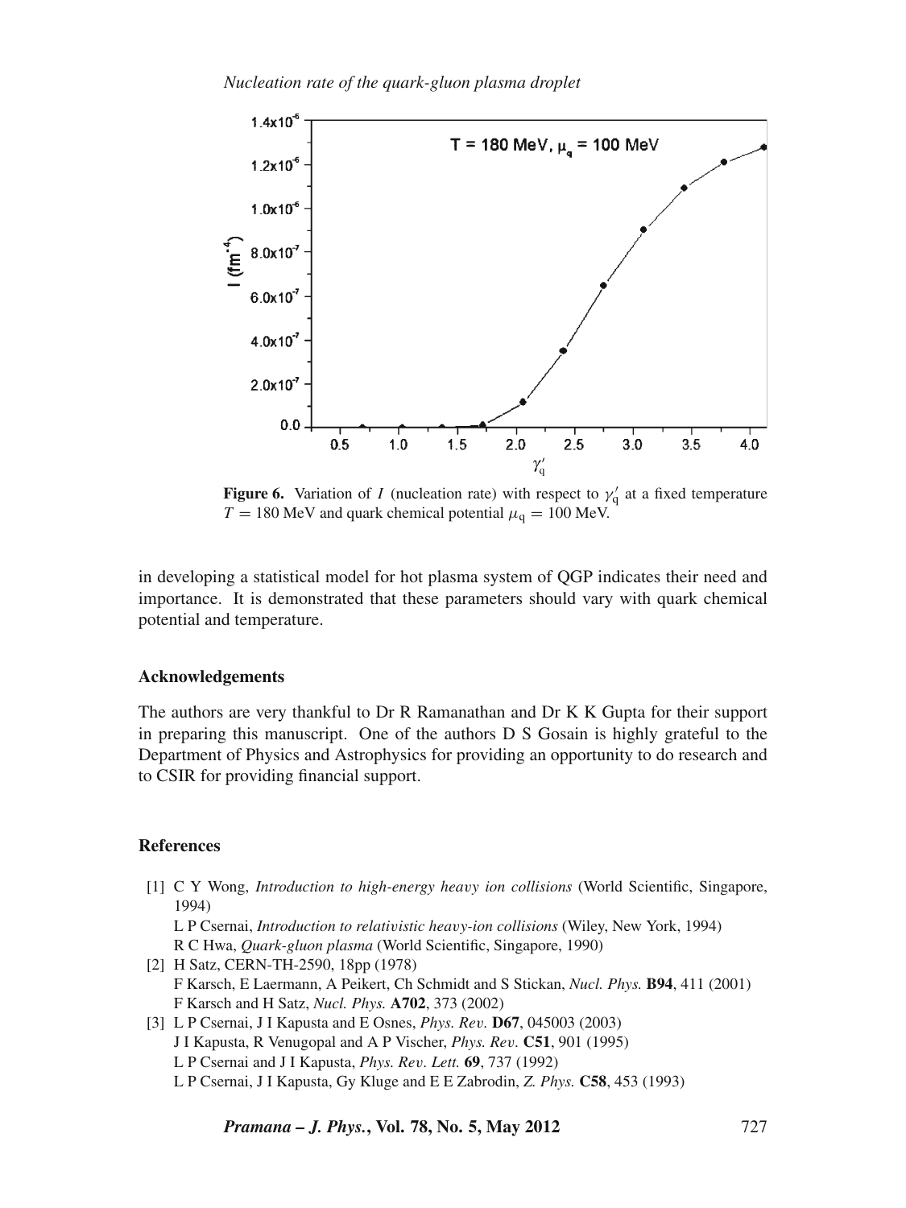**Figure 6.** Variation of $I$ (nucleation rate) with respect to $\gamma'_q$ at a fixed temperature $T = 180$ MeV and quark chemical potential $\mu_q = 100$ MeV.

in developing a statistical model for hot plasma system of QGP indicates their need and importance. It is demonstrated that these parameters should vary with quark chemical potential and temperature.

## Acknowledgements

The authors are very thankful to Dr R Ramanathan and Dr K K Gupta for their support in preparing this manuscript. One of the authors D S Gosain is highly grateful to the Department of Physics and Astrophysics for providing an opportunity to do research and to CSIR for providing financial support.

## References

[1] C Y Wong, *Introduction to high-energy heavy ion collisions* (World Scientific, Singapore, 1994)
L P Csernai, *Introduction to relativistic heavy-ion collisions* (Wiley, New York, 1994)
R C Hwa, *Quark-gluon plasma* (World Scientific, Singapore, 1990)

[2] H Satz, CERN-TH-2590, 18pp (1978)
F Karsch, E Laermann, A Peikert, Ch Schmidt and S Stickan, *Nucl. Phys.* **B94**, 411 (2001)
F Karsch and H Satz, *Nucl. Phys.* **A702**, 373 (2002)

[3] L P Csernai, J I Kapusta and E Osnes, *Phys. Rev.* **D67**, 045003 (2003)
J I Kapusta, R Venugopal and A P Vischer, *Phys. Rev.* **C51**, 901 (1995)
L P Csernai and J I Kapusta, *Phys. Rev. Lett.* **69**, 737 (1992)
L P Csernai, J I Kapusta, Gy Kluge and E E Zabrodin, *Z. Phys.* **C58**, 453 (1993)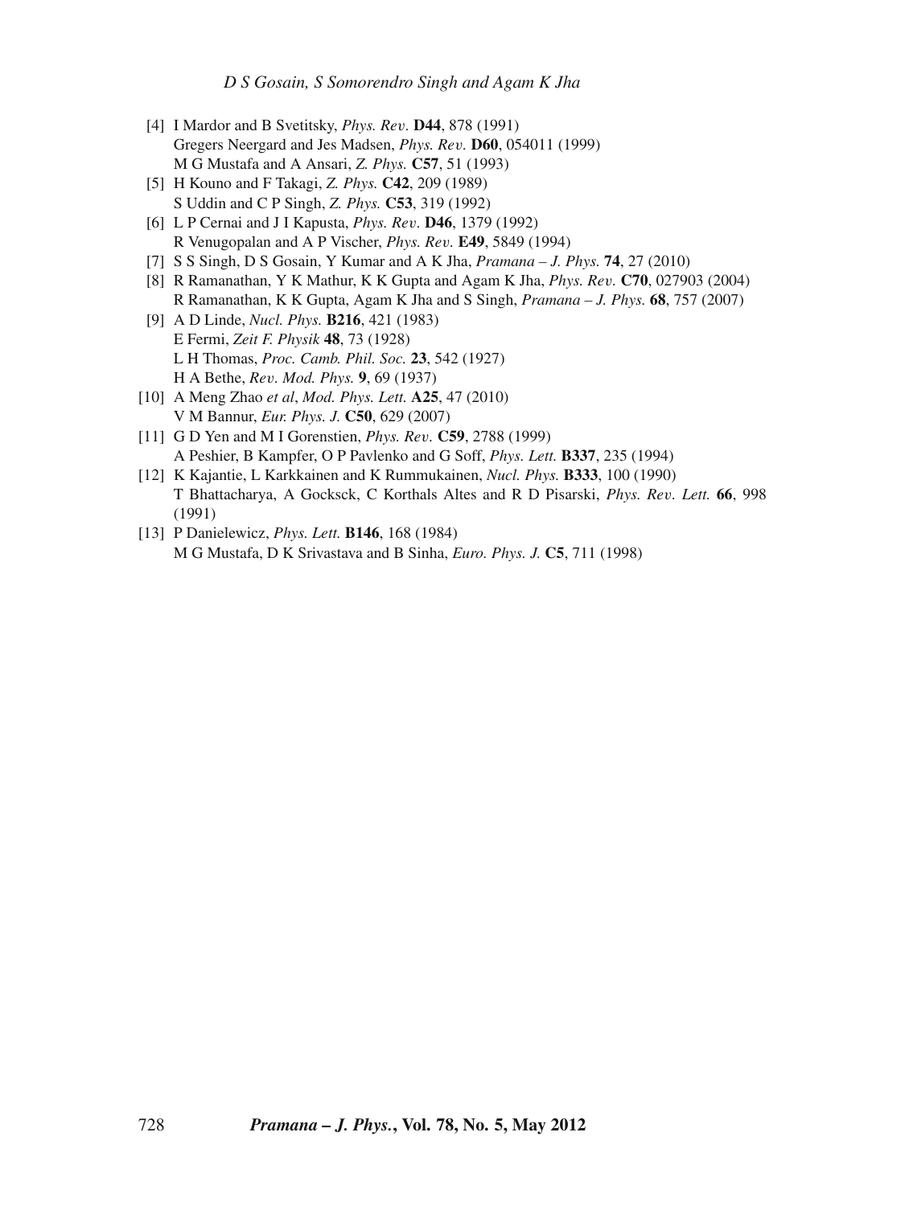[4] I Mardor and B Svetitsky, *Phys. Rev.* **D44**, 878 (1991)
Gregers Neergard and Jes Madsen, *Phys. Rev.* **D60**, 054011 (1999)
M G Mustafa and A Ansari, *Z. Phys.* **C57**, 51 (1993)

[5] H Kouno and F Takagi, *Z. Phys.* **C42**, 209 (1989)
S Uddin and C P Singh, *Z. Phys.* **C53**, 319 (1992)

[6] L P Cernai and J I Kapusta, *Phys. Rev.* **D46**, 1379 (1992)
R Venugopalan and A P Vischer, *Phys. Rev.* **E49**, 5849 (1994)

[7] S S Singh, D S Gosain, Y Kumar and A K Jha, *Pramana – J. Phys.* **74**, 27 (2010)

[8] R Ramanathan, Y K Mathur, K K Gupta and Agam K Jha, *Phys. Rev.* **C70**, 027903 (2004)
R Ramanathan, K K Gupta, Agam K Jha and S Singh, *Pramana – J. Phys.* **68**, 757 (2007)

[9] A D Linde, *Nucl. Phys.* **B216**, 421 (1983)
E Fermi, *Zeit F. Physik* **48**, 73 (1928)
L H Thomas, *Proc. Camb. Phil. Soc.* **23**, 542 (1927)
H A Bethe, *Rev. Mod. Phys.* **9**, 69 (1937)

[10] A Meng Zhao *et al*, *Mod. Phys. Lett.* **A25**, 47 (2010)
V M Bannur, *Eur. Phys. J.* **C50**, 629 (2007)

[11] G D Yen and M I Gorenstien, *Phys. Rev.* **C59**, 2788 (1999)
A Peshier, B Kampfer, O P Pavlenko and G Soff, *Phys. Lett.* **B337**, 235 (1994)

[12] K Kajantie, L Karkkainen and K Rummukainen, *Nucl. Phys.* **B333**, 100 (1990)
T Bhattacharya, A Gocksck, C Korthals Altes and R D Pisarski, *Phys. Rev. Lett.* **66**, 998 (1991)

[13] P Danielewicz, *Phys. Lett.* **B146**, 168 (1984)
M G Mustafa, D K Srivastava and B Sinha, *Euro. Phys. J.* **C5**, 711 (1998)